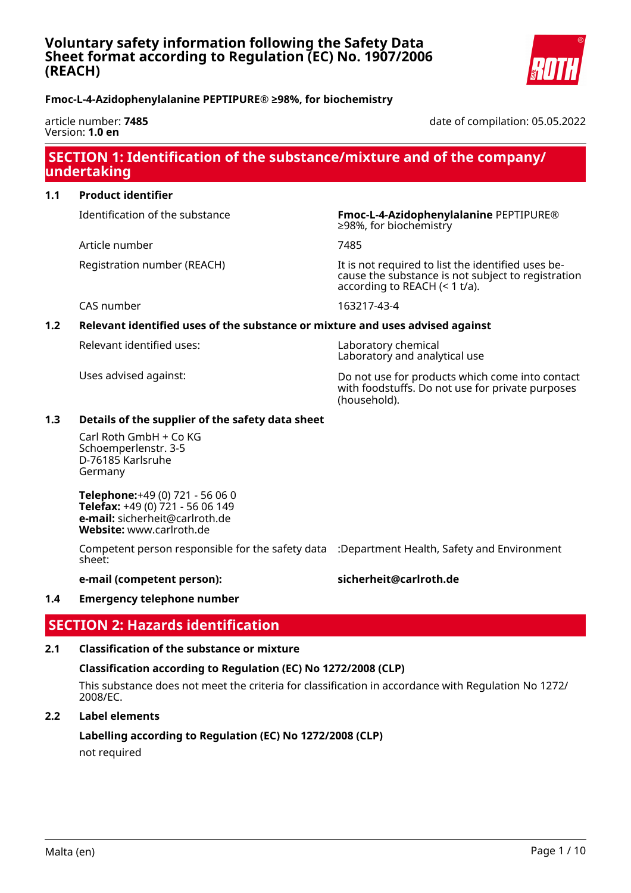# Voluntary safety information following the Safety Data Sheet format according to Regulation (EC) No. 1907/2006 (REACH)

**Fmoc-L-4-Azidophenylalanine PEPTIPURE® ≥98%, for biochemistry**

article number: **7485**
Version: **1.0 en**

date of compilation: 05.05.2022

## SECTION 1: Identification of the substance/mixture and of the company/ undertaking

### 1.1 Product identifier

| | |
|---|---|
| Identification of the substance | **Fmoc-L-4-Azidophenylalanine** PEPTIPURE® ≥98%, for biochemistry |
| Article number | 7485 |
| Registration number (REACH) | It is not required to list the identified uses because the substance is not subject to registration according to REACH (< 1 t/a). |
| CAS number | 163217-43-4 |

### 1.2 Relevant identified uses of the substance or mixture and uses advised against

| | |
|---|---|
| Relevant identified uses: | Laboratory chemical<br>Laboratory and analytical use |
| Uses advised against: | Do not use for products which come into contact with foodstuffs. Do not use for private purposes (household). |

### 1.3 Details of the supplier of the safety data sheet

Carl Roth GmbH + Co KG
Schoemperlenstr. 3-5
D-76185 Karlsruhe
Germany

**Telephone:**+49 (0) 721 - 56 06 0
**Telefax:** +49 (0) 721 - 56 06 149
**e-mail:** sicherheit@carlroth.de
**Website:** www.carlroth.de

| | |
|---|---|
| Competent person responsible for the safety data sheet: | :Department Health, Safety and Environment |
| **e-mail (competent person):** | **sicherheit@carlroth.de** |

### 1.4 Emergency telephone number

## SECTION 2: Hazards identification

### 2.1 Classification of the substance or mixture

**Classification according to Regulation (EC) No 1272/2008 (CLP)**

This substance does not meet the criteria for classification in accordance with Regulation No 1272/ 2008/EC.

### 2.2 Label elements

**Labelling according to Regulation (EC) No 1272/2008 (CLP)**

not required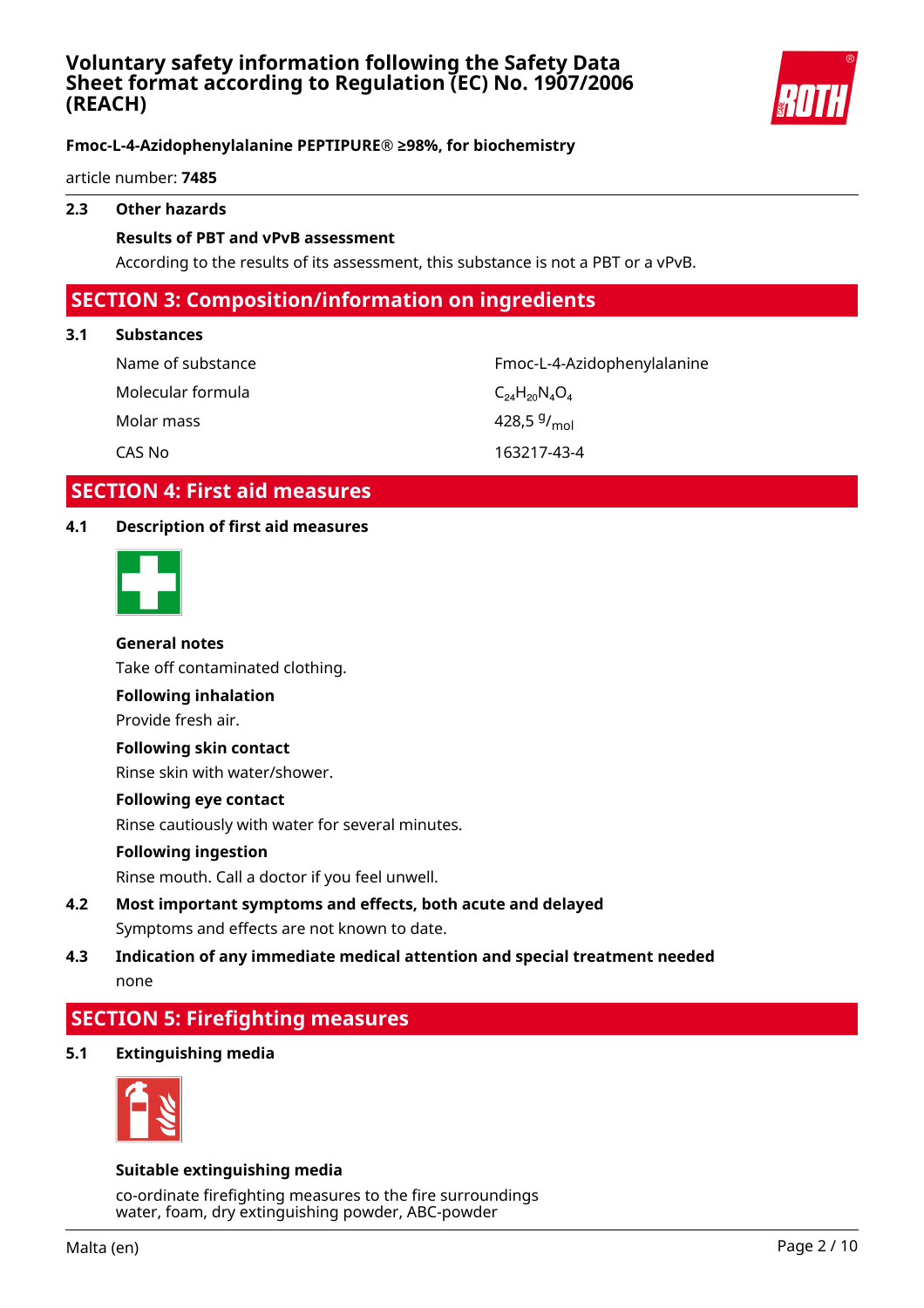### 2.3 Other hazards

**Results of PBT and vPvB assessment**

According to the results of its assessment, this substance is not a PBT or a vPvB.

## SECTION 3: Composition/information on ingredients

### 3.1 Substances

| | |
|---|---|
| Name of substance | Fmoc-L-4-Azidophenylalanine |
| Molecular formula | $C_{24}H_{20}N_4O_4$ |
| Molar mass | 428,5 $^{g}/_{mol}$ |
| CAS No | 163217-43-4 |

## SECTION 4: First aid measures

### 4.1 Description of first aid measures

**General notes**

Take off contaminated clothing.

**Following inhalation**

Provide fresh air.

**Following skin contact**

Rinse skin with water/shower.

**Following eye contact**

Rinse cautiously with water for several minutes.

**Following ingestion**

Rinse mouth. Call a doctor if you feel unwell.

### 4.2 Most important symptoms and effects, both acute and delayed

Symptoms and effects are not known to date.

### 4.3 Indication of any immediate medical attention and special treatment needed

none

## SECTION 5: Firefighting measures

### 5.1 Extinguishing media

**Suitable extinguishing media**

co-ordinate firefighting measures to the fire surroundings
water, foam, dry extinguishing powder, ABC-powder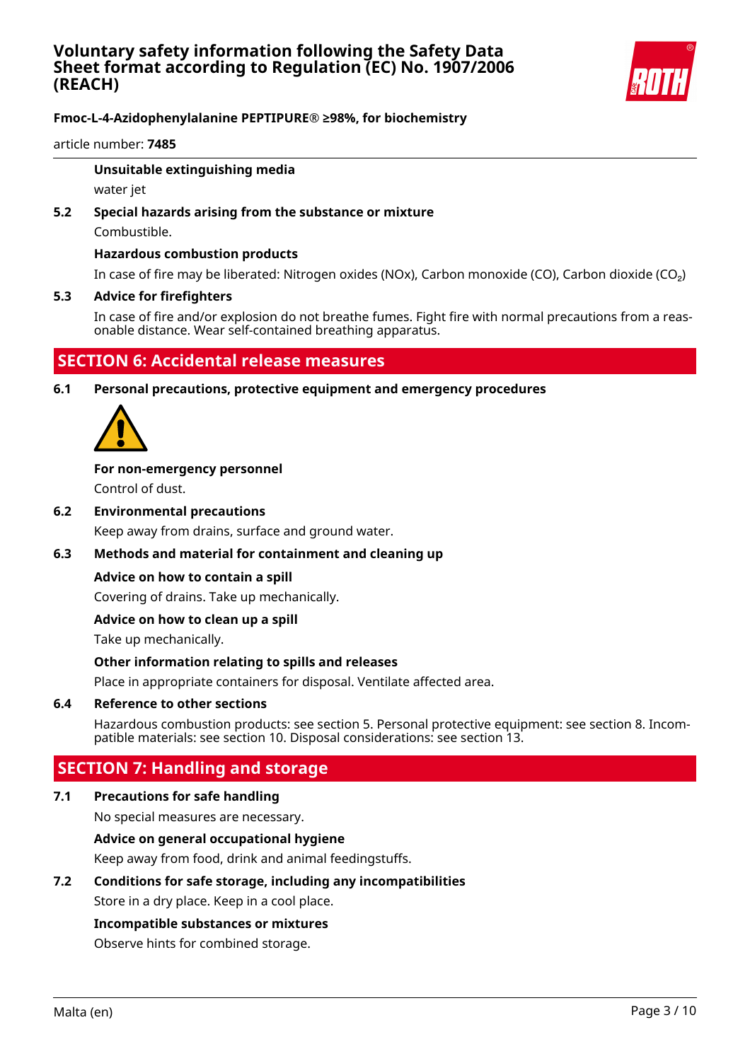#### Unsuitable extinguishing media

water jet

### 5.2 Special hazards arising from the substance or mixture

Combustible.

#### Hazardous combustion products

In case of fire may be liberated: Nitrogen oxides (NOx), Carbon monoxide (CO), Carbon dioxide ($CO_2$)

### 5.3 Advice for firefighters

In case of fire and/or explosion do not breathe fumes. Fight fire with normal precautions from a reasonable distance. Wear self-contained breathing apparatus.

## SECTION 6: Accidental release measures

### 6.1 Personal precautions, protective equipment and emergency procedures

#### For non-emergency personnel

Control of dust.

### 6.2 Environmental precautions

Keep away from drains, surface and ground water.

### 6.3 Methods and material for containment and cleaning up

#### Advice on how to contain a spill

Covering of drains. Take up mechanically.

#### Advice on how to clean up a spill

Take up mechanically.

#### Other information relating to spills and releases

Place in appropriate containers for disposal. Ventilate affected area.

### 6.4 Reference to other sections

Hazardous combustion products: see section 5. Personal protective equipment: see section 8. Incompatible materials: see section 10. Disposal considerations: see section 13.

## SECTION 7: Handling and storage

### 7.1 Precautions for safe handling

No special measures are necessary.

#### Advice on general occupational hygiene

Keep away from food, drink and animal feedingstuffs.

### 7.2 Conditions for safe storage, including any incompatibilities

Store in a dry place. Keep in a cool place.

#### Incompatible substances or mixtures

Observe hints for combined storage.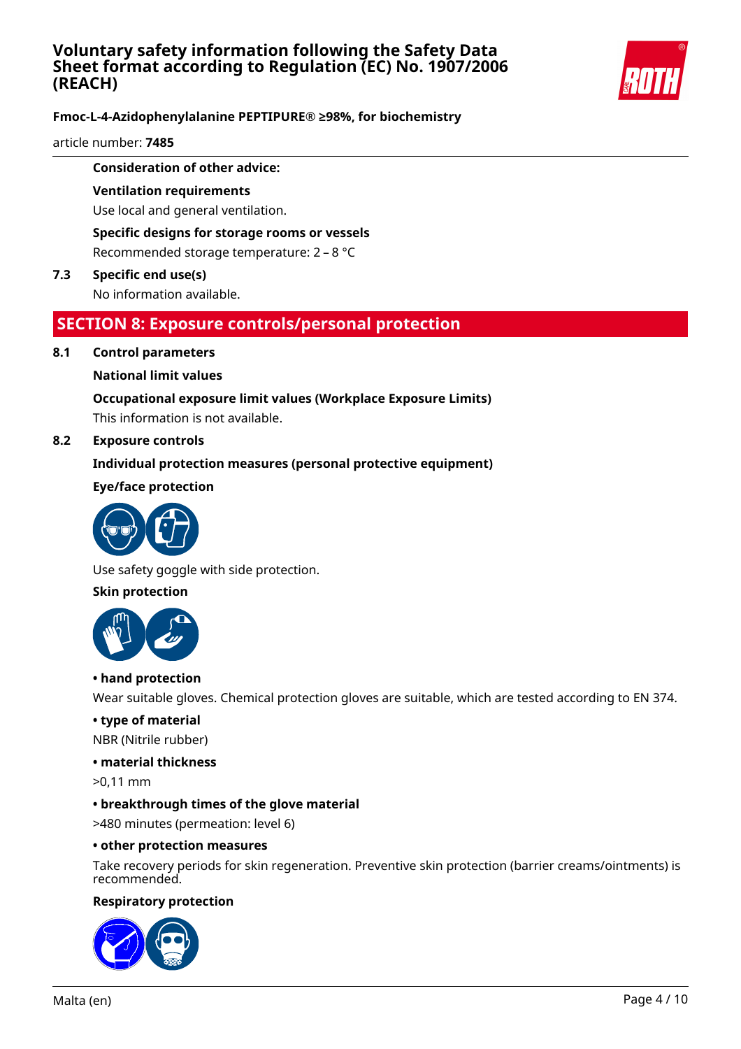**Consideration of other advice:**

**Ventilation requirements**

Use local and general ventilation.

**Specific designs for storage rooms or vessels**

Recommended storage temperature: 2 – 8 °C

**7.3 Specific end use(s)**

No information available.

## SECTION 8: Exposure controls/personal protection

**8.1 Control parameters**

**National limit values**

**Occupational exposure limit values (Workplace Exposure Limits)**

This information is not available.

**8.2 Exposure controls**

**Individual protection measures (personal protective equipment)**

**Eye/face protection**

Use safety goggle with side protection.

**Skin protection**

**• hand protection**

Wear suitable gloves. Chemical protection gloves are suitable, which are tested according to EN 374.

**• type of material**

NBR (Nitrile rubber)

**• material thickness**

>0,11 mm

**• breakthrough times of the glove material**

>480 minutes (permeation: level 6)

**• other protection measures**

Take recovery periods for skin regeneration. Preventive skin protection (barrier creams/ointments) is recommended.

**Respiratory protection**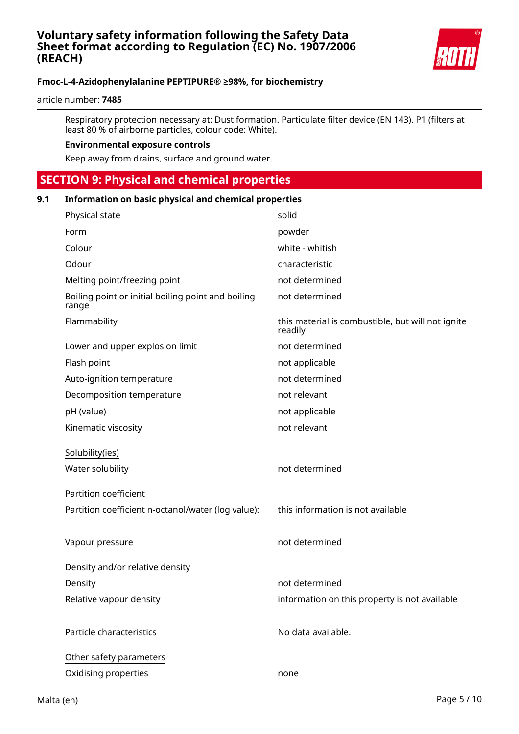Respiratory protection necessary at: Dust formation. Particulate filter device (EN 143). P1 (filters at least 80 % of airborne particles, colour code: White).

**Environmental exposure controls**

Keep away from drains, surface and ground water.

## SECTION 9: Physical and chemical properties

### 9.1 Information on basic physical and chemical properties

| | |
|---|---|
| Physical state | solid |
| Form | powder |
| Colour | white - whitish |
| Odour | characteristic |
| Melting point/freezing point | not determined |
| Boiling point or initial boiling point and boiling range | not determined |
| Flammability | this material is combustible, but will not ignite readily |
| Lower and upper explosion limit | not determined |
| Flash point | not applicable |
| Auto-ignition temperature | not determined |
| Decomposition temperature | not relevant |
| pH (value) | not applicable |
| Kinematic viscosity | not relevant |

Solubility(ies)

| | |
|---|---|
| Water solubility | not determined |

Partition coefficient

| | |
|---|---|
| Partition coefficient n-octanol/water (log value): | this information is not available |
| Vapour pressure | not determined |

Density and/or relative density

| | |
|---|---|
| Density | not determined |
| Relative vapour density | information on this property is not available |
| Particle characteristics | No data available. |

Other safety parameters

| | |
|---|---|
| Oxidising properties | none |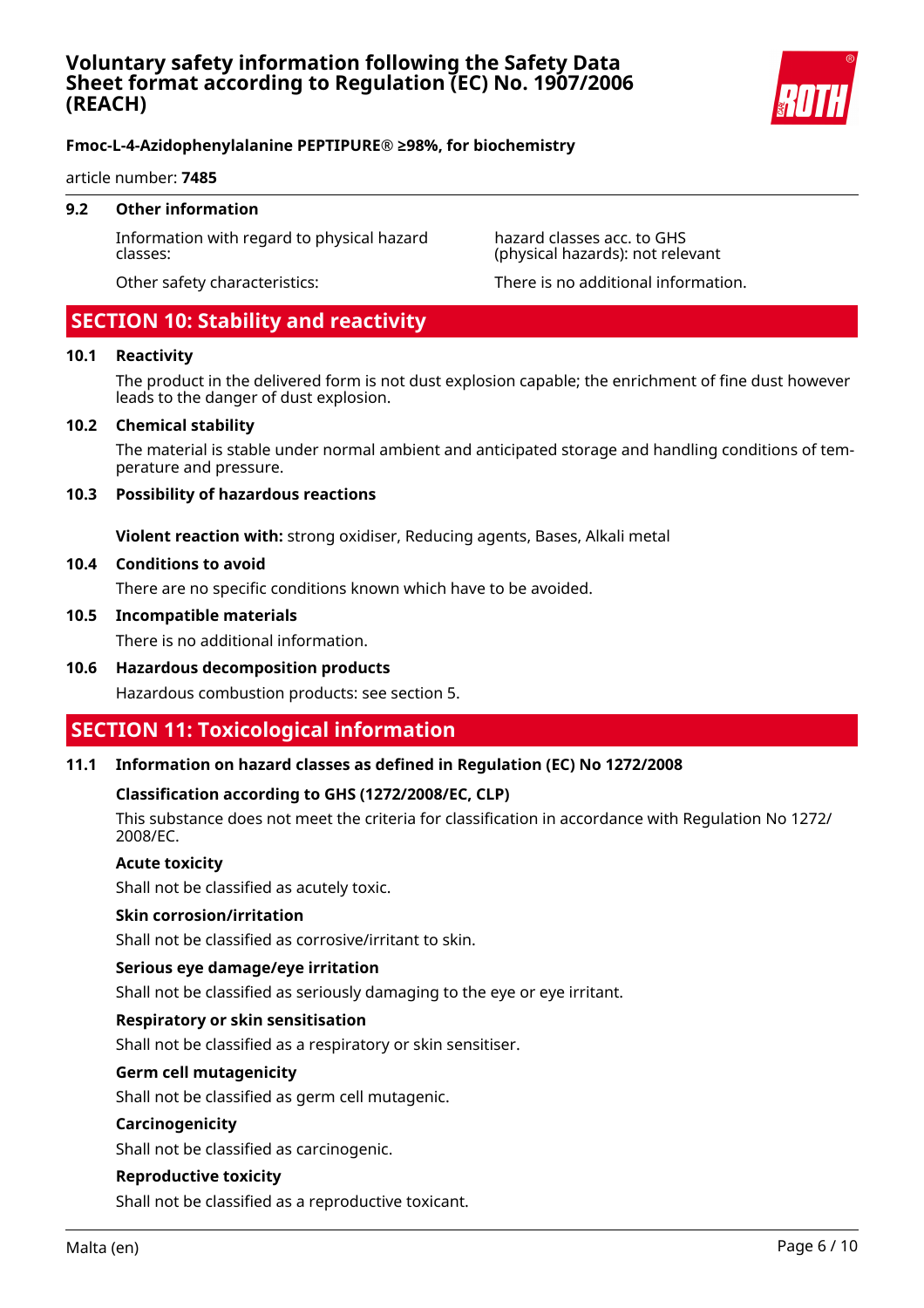### 9.2 Other information

| | |
|---|---|
| Information with regard to physical hazard classes: | hazard classes acc. to GHS (physical hazards): not relevant |
| Other safety characteristics: | There is no additional information. |

## SECTION 10: Stability and reactivity

### 10.1 Reactivity

The product in the delivered form is not dust explosion capable; the enrichment of fine dust however leads to the danger of dust explosion.

### 10.2 Chemical stability

The material is stable under normal ambient and anticipated storage and handling conditions of temperature and pressure.

### 10.3 Possibility of hazardous reactions

**Violent reaction with:** strong oxidiser, Reducing agents, Bases, Alkali metal

### 10.4 Conditions to avoid

There are no specific conditions known which have to be avoided.

### 10.5 Incompatible materials

There is no additional information.

### 10.6 Hazardous decomposition products

Hazardous combustion products: see section 5.

## SECTION 11: Toxicological information

### 11.1 Information on hazard classes as defined in Regulation (EC) No 1272/2008

**Classification according to GHS (1272/2008/EC, CLP)**

This substance does not meet the criteria for classification in accordance with Regulation No 1272/2008/EC.

**Acute toxicity**

Shall not be classified as acutely toxic.

**Skin corrosion/irritation**

Shall not be classified as corrosive/irritant to skin.

**Serious eye damage/eye irritation**

Shall not be classified as seriously damaging to the eye or eye irritant.

**Respiratory or skin sensitisation**

Shall not be classified as a respiratory or skin sensitiser.

**Germ cell mutagenicity**

Shall not be classified as germ cell mutagenic.

**Carcinogenicity**

Shall not be classified as carcinogenic.

**Reproductive toxicity**

Shall not be classified as a reproductive toxicant.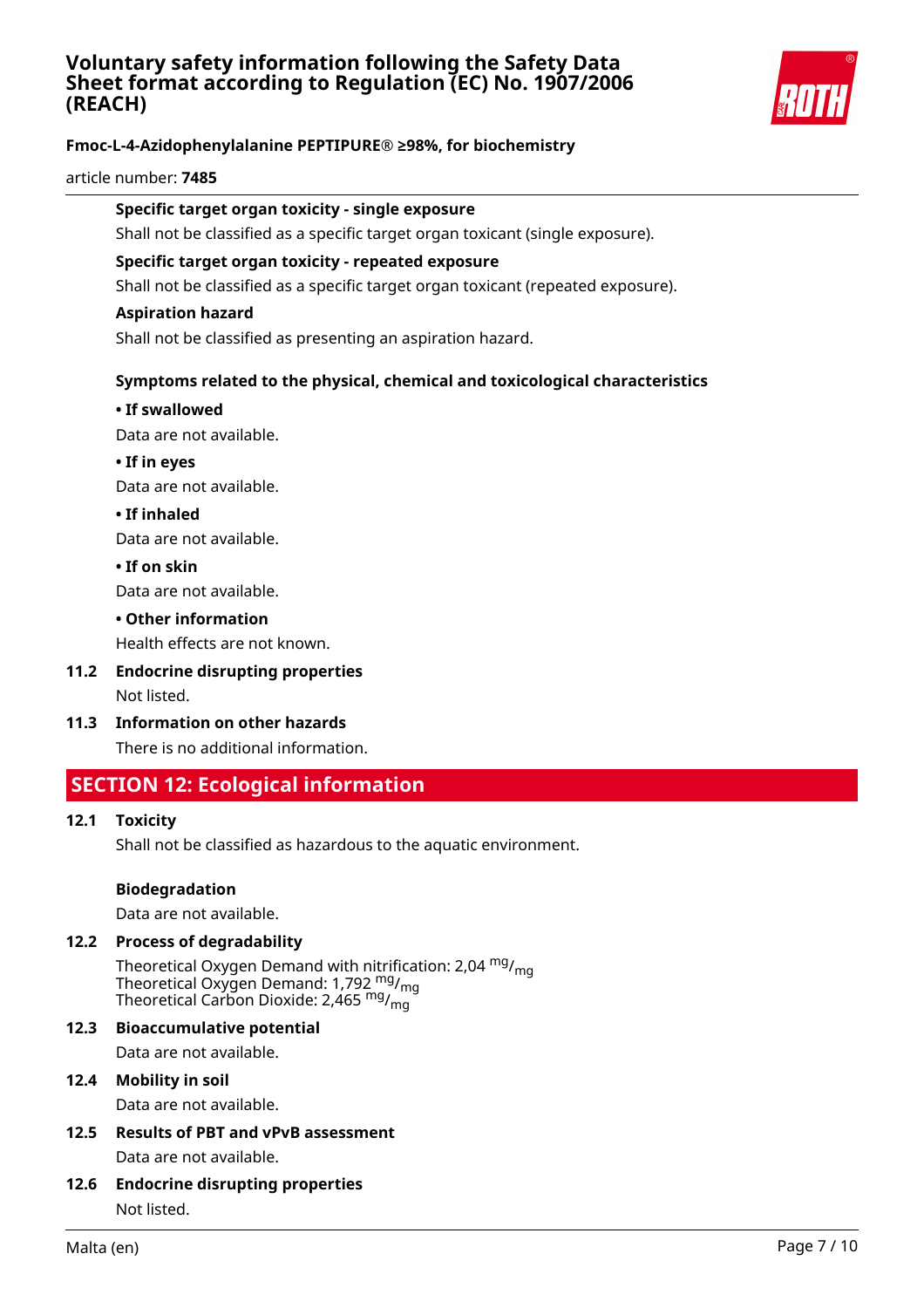**Specific target organ toxicity - single exposure**

Shall not be classified as a specific target organ toxicant (single exposure).

**Specific target organ toxicity - repeated exposure**

Shall not be classified as a specific target organ toxicant (repeated exposure).

**Aspiration hazard**

Shall not be classified as presenting an aspiration hazard.

**Symptoms related to the physical, chemical and toxicological characteristics**

**• If swallowed**

Data are not available.

**• If in eyes**

Data are not available.

**• If inhaled**

Data are not available.

**• If on skin**

Data are not available.

**• Other information**

Health effects are not known.

### 11.2 Endocrine disrupting properties

Not listed.

### 11.3 Information on other hazards

There is no additional information.

## SECTION 12: Ecological information

### 12.1 Toxicity

Shall not be classified as hazardous to the aquatic environment.

**Biodegradation**

Data are not available.

### 12.2 Process of degradability

Theoretical Oxygen Demand with nitrification: 2,04 $^{mg}/_{mg}$
Theoretical Oxygen Demand: 1,792 $^{mg}/_{mg}$
Theoretical Carbon Dioxide: 2,465 $^{mg}/_{mg}$

### 12.3 Bioaccumulative potential

Data are not available.

### 12.4 Mobility in soil

Data are not available.

### 12.5 Results of PBT and vPvB assessment

Data are not available.

### 12.6 Endocrine disrupting properties

Not listed.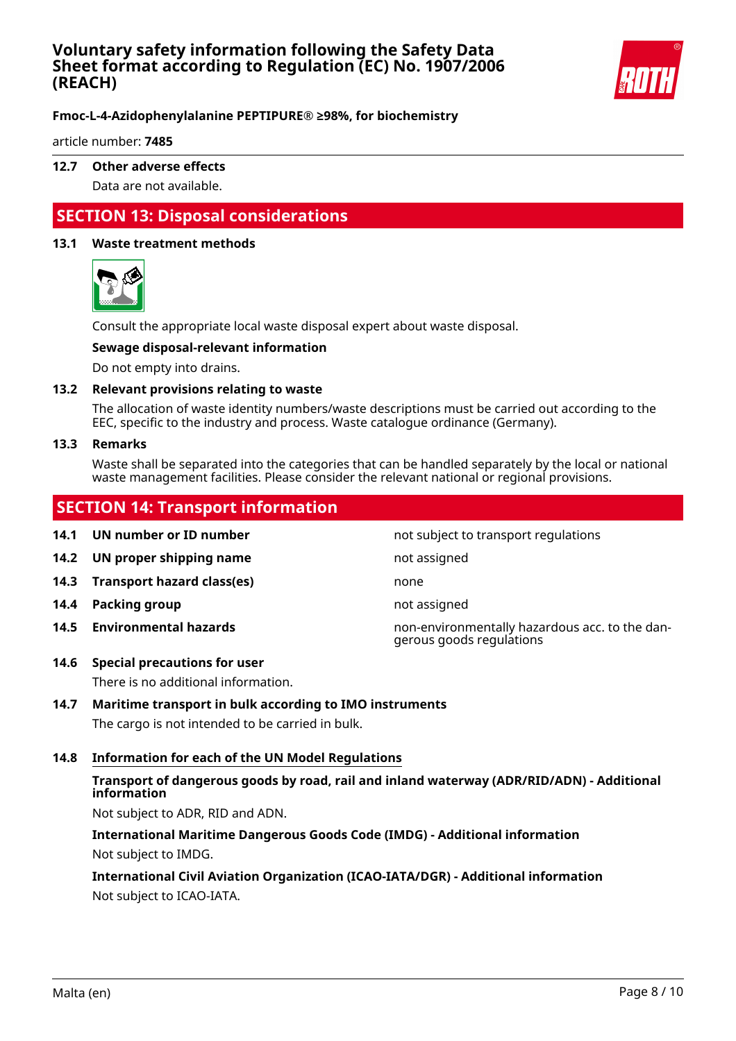### 12.7 Other adverse effects

Data are not available.

## SECTION 13: Disposal considerations

### 13.1 Waste treatment methods

Consult the appropriate local waste disposal expert about waste disposal.

**Sewage disposal-relevant information**

Do not empty into drains.

### 13.2 Relevant provisions relating to waste

The allocation of waste identity numbers/waste descriptions must be carried out according to the EEC, specific to the industry and process. Waste catalogue ordinance (Germany).

### 13.3 Remarks

Waste shall be separated into the categories that can be handled separately by the local or national waste management facilities. Please consider the relevant national or regional provisions.

## SECTION 14: Transport information

| | | |
|---|---|---|
| **14.1** | **UN number or ID number** | not subject to transport regulations |
| **14.2** | **UN proper shipping name** | not assigned |
| **14.3** | **Transport hazard class(es)** | none |
| **14.4** | **Packing group** | not assigned |
| **14.5** | **Environmental hazards** | non-environmentally hazardous acc. to the dangerous goods regulations |

### 14.6 Special precautions for user

There is no additional information.

### 14.7 Maritime transport in bulk according to IMO instruments

The cargo is not intended to be carried in bulk.

### 14.8 Information for each of the UN Model Regulations

**Transport of dangerous goods by road, rail and inland waterway (ADR/RID/ADN) - Additional information**

Not subject to ADR, RID and ADN.

**International Maritime Dangerous Goods Code (IMDG) - Additional information**

Not subject to IMDG.

**International Civil Aviation Organization (ICAO-IATA/DGR) - Additional information**

Not subject to ICAO-IATA.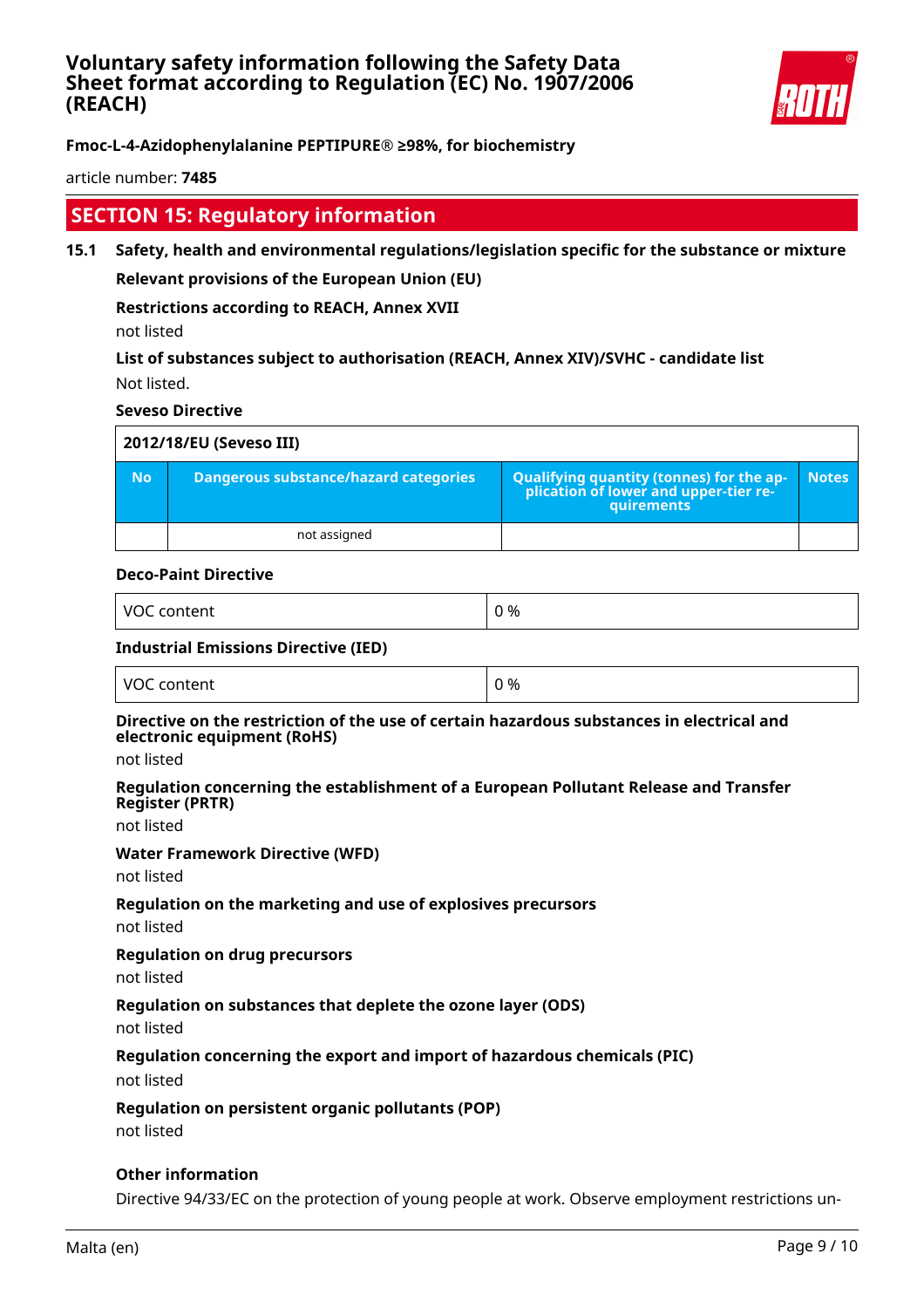## SECTION 15: Regulatory information

### 15.1 Safety, health and environmental regulations/legislation specific for the substance or mixture

**Relevant provisions of the European Union (EU)**

**Restrictions according to REACH, Annex XVII**

not listed

**List of substances subject to authorisation (REACH, Annex XIV)/SVHC - candidate list**

Not listed.

**Seveso Directive**

| 2012/18/EU (Seveso III) | | | |
|---|---|---|---|
| **No** | **Dangerous substance/hazard categories** | **Qualifying quantity (tonnes) for the application of lower and upper-tier requirements** | **Notes** |
| | not assigned | | |

**Deco-Paint Directive**

| VOC content | 0 % |
|---|---|

**Industrial Emissions Directive (IED)**

| VOC content | 0 % |
|---|---|

**Directive on the restriction of the use of certain hazardous substances in electrical and electronic equipment (RoHS)**

not listed

**Regulation concerning the establishment of a European Pollutant Release and Transfer Register (PRTR)**

not listed

**Water Framework Directive (WFD)**

not listed

**Regulation on the marketing and use of explosives precursors**

not listed

**Regulation on drug precursors**

not listed

**Regulation on substances that deplete the ozone layer (ODS)**

not listed

**Regulation concerning the export and import of hazardous chemicals (PIC)**

not listed

**Regulation on persistent organic pollutants (POP)**

not listed

**Other information**

Directive 94/33/EC on the protection of young people at work. Observe employment restrictions un-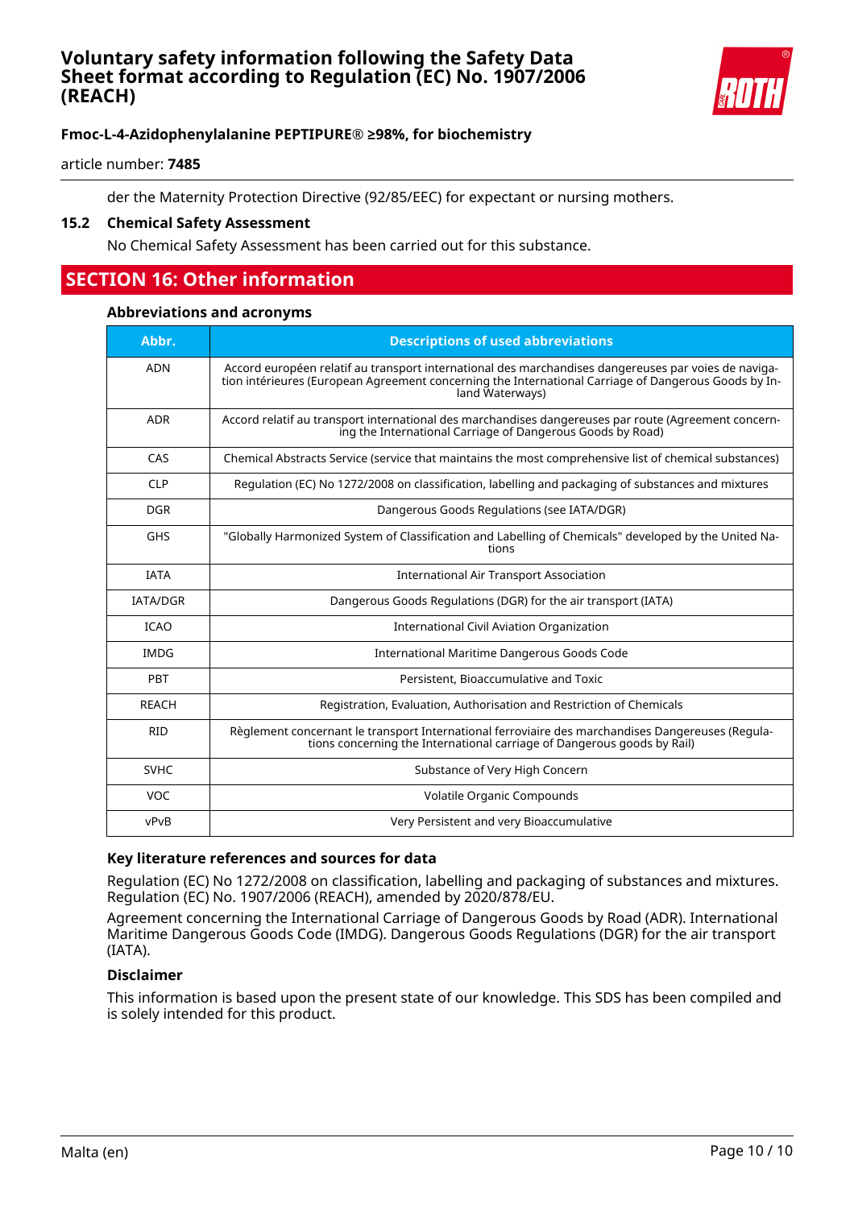der the Maternity Protection Directive (92/85/EEC) for expectant or nursing mothers.

### 15.2 Chemical Safety Assessment

No Chemical Safety Assessment has been carried out for this substance.

## SECTION 16: Other information

### Abbreviations and acronyms

| Abbr. | Descriptions of used abbreviations |
|---|---|
| ADN | Accord européen relatif au transport international des marchandises dangereuses par voies de navigation intérieures (European Agreement concerning the International Carriage of Dangerous Goods by Inland Waterways) |
| ADR | Accord relatif au transport international des marchandises dangereuses par route (Agreement concerning the International Carriage of Dangerous Goods by Road) |
| CAS | Chemical Abstracts Service (service that maintains the most comprehensive list of chemical substances) |
| CLP | Regulation (EC) No 1272/2008 on classification, labelling and packaging of substances and mixtures |
| DGR | Dangerous Goods Regulations (see IATA/DGR) |
| GHS | "Globally Harmonized System of Classification and Labelling of Chemicals" developed by the United Nations |
| IATA | International Air Transport Association |
| IATA/DGR | Dangerous Goods Regulations (DGR) for the air transport (IATA) |
| ICAO | International Civil Aviation Organization |
| IMDG | International Maritime Dangerous Goods Code |
| PBT | Persistent, Bioaccumulative and Toxic |
| REACH | Registration, Evaluation, Authorisation and Restriction of Chemicals |
| RID | Règlement concernant le transport International ferroviaire des marchandises Dangereuses (Regulations concerning the International carriage of Dangerous goods by Rail) |
| SVHC | Substance of Very High Concern |
| VOC | Volatile Organic Compounds |
| vPvB | Very Persistent and very Bioaccumulative |

### Key literature references and sources for data

Regulation (EC) No 1272/2008 on classification, labelling and packaging of substances and mixtures. Regulation (EC) No. 1907/2006 (REACH), amended by 2020/878/EU.

Agreement concerning the International Carriage of Dangerous Goods by Road (ADR). International Maritime Dangerous Goods Code (IMDG). Dangerous Goods Regulations (DGR) for the air transport (IATA).

### Disclaimer

This information is based upon the present state of our knowledge. This SDS has been compiled and is solely intended for this product.